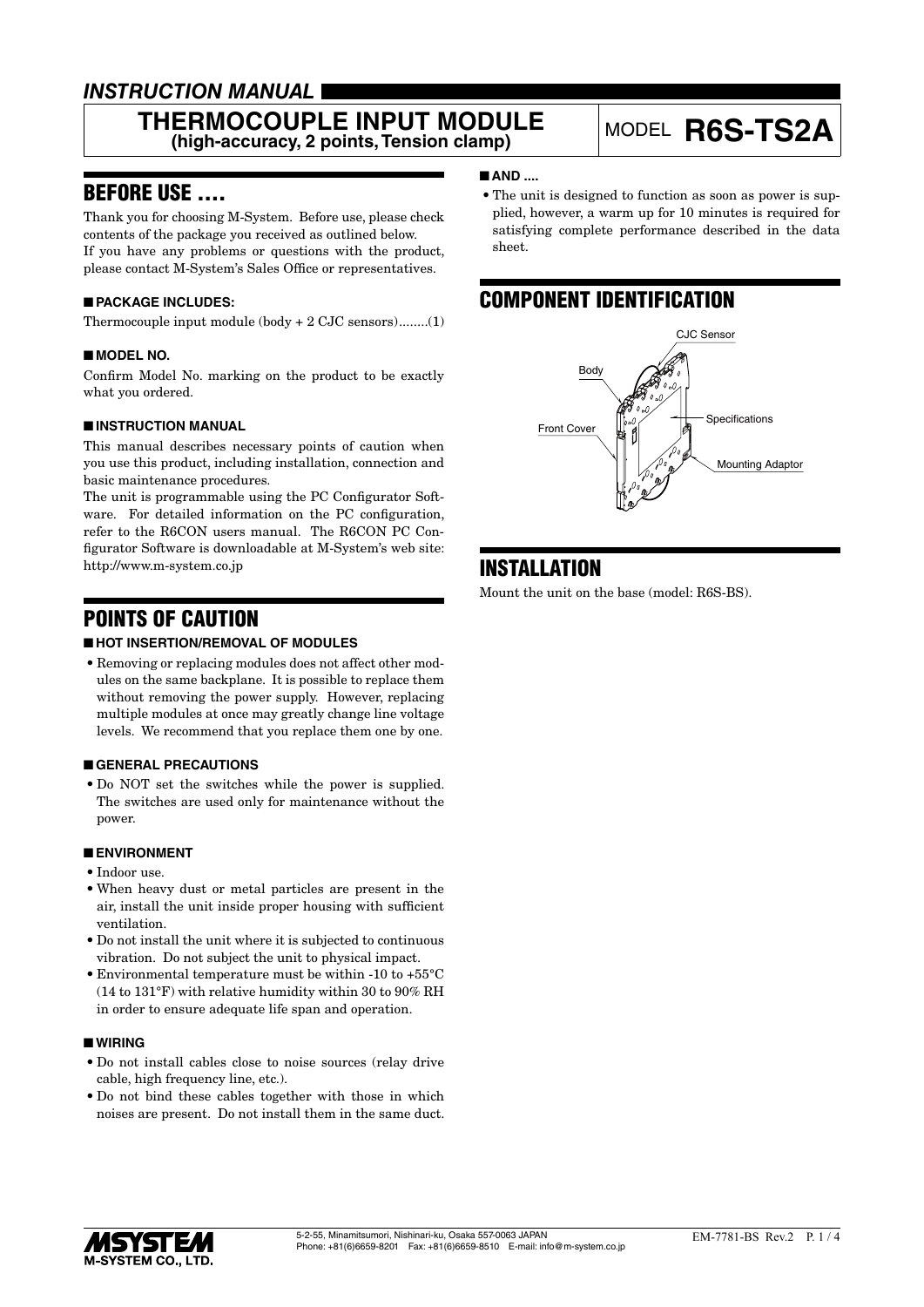*INSTRUCTION MANUAL*

# THERMOCOUPLE INPUT MODULE (high-accuracy, 2 points, Tension clamp)

MODEL **R6S-TS2A**

## BEFORE USE ....

Thank you for choosing M-System. Before use, please check contents of the package you received as outlined below.
If you have any problems or questions with the product, please contact M-System's Sales Office or representatives.

### ■ PACKAGE INCLUDES:

Thermocouple input module (body + 2 CJC sensors)........(1)

### ■ MODEL NO.

Confirm Model No. marking on the product to be exactly what you ordered.

### ■ INSTRUCTION MANUAL

This manual describes necessary points of caution when you use this product, including installation, connection and basic maintenance procedures.
The unit is programmable using the PC Configurator Software. For detailed information on the PC configuration, refer to the R6CON users manual. The R6CON PC Configurator Software is downloadable at M-System's web site: http://www.m-system.co.jp

## POINTS OF CAUTION

### ■ HOT INSERTION/REMOVAL OF MODULES

- Removing or replacing modules does not affect other modules on the same backplane. It is possible to replace them without removing the power supply. However, replacing multiple modules at once may greatly change line voltage levels. We recommend that you replace them one by one.

### ■ GENERAL PRECAUTIONS

- Do NOT set the switches while the power is supplied. The switches are used only for maintenance without the power.

### ■ ENVIRONMENT

- Indoor use.
- When heavy dust or metal particles are present in the air, install the unit inside proper housing with sufficient ventilation.
- Do not install the unit where it is subjected to continuous vibration. Do not subject the unit to physical impact.
- Environmental temperature must be within -10 to +55°C (14 to 131°F) with relative humidity within 30 to 90% RH in order to ensure adequate life span and operation.

### ■ WIRING

- Do not install cables close to noise sources (relay drive cable, high frequency line, etc.).
- Do not bind these cables together with those in which noises are present. Do not install them in the same duct.

### ■ AND ....

- The unit is designed to function as soon as power is supplied, however, a warm up for 10 minutes is required for satisfying complete performance described in the data sheet.

## COMPONENT IDENTIFICATION

CJC Sensor, Body, Front Cover, Specifications, Mounting Adaptor

## INSTALLATION

Mount the unit on the base (model: R6S-BS).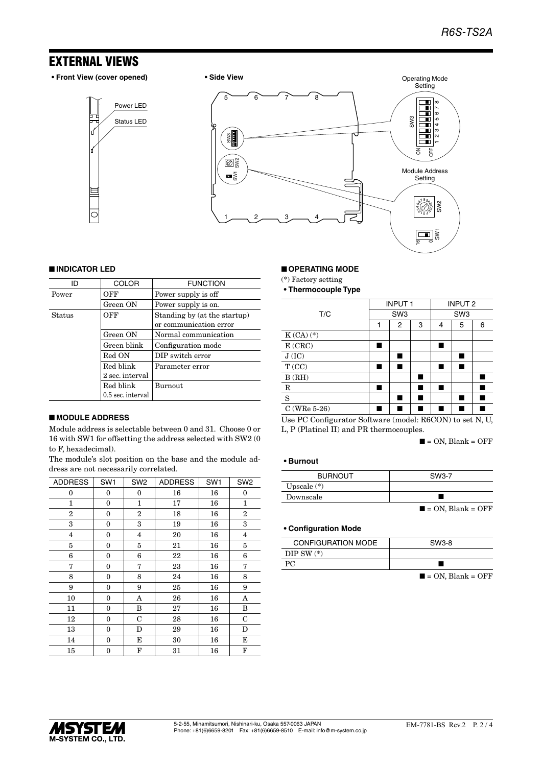## EXTERNAL VIEWS

**• Front View (cover opened)**

Power LED

Status LED

**• Side View**

Operating Mode Setting

SW3

Module Address Setting

SW2

SW1

### ■ INDICATOR LED

| ID | COLOR | FUNCTION |
|---|---|---|
| Power | OFF | Power supply is off |
| | Green ON | Power supply is on. |
| Status | OFF | Standing by (at the startup) or communication error |
| | Green ON | Normal communication |
| | Green blink | Configuration mode |
| | Red ON | DIP switch error |
| | Red blink 2 sec. interval | Parameter error |
| | Red blink 0.5 sec. interval | Burnout |

### ■ MODULE ADDRESS

Module address is selectable between 0 and 31. Choose 0 or 16 with SW1 for offsetting the address selected with SW2 (0 to F, hexadecimal).

The module's slot position on the base and the module address are not necessarily correlated.

| ADDRESS | SW1 | SW2 | ADDRESS | SW1 | SW2 |
|---|---|---|---|---|---|
| 0 | 0 | 0 | 16 | 16 | 0 |
| 1 | 0 | 1 | 17 | 16 | 1 |
| 2 | 0 | 2 | 18 | 16 | 2 |
| 3 | 0 | 3 | 19 | 16 | 3 |
| 4 | 0 | 4 | 20 | 16 | 4 |
| 5 | 0 | 5 | 21 | 16 | 5 |
| 6 | 0 | 6 | 22 | 16 | 6 |
| 7 | 0 | 7 | 23 | 16 | 7 |
| 8 | 0 | 8 | 24 | 16 | 8 |
| 9 | 0 | 9 | 25 | 16 | 9 |
| 10 | 0 | A | 26 | 16 | A |
| 11 | 0 | B | 27 | 16 | B |
| 12 | 0 | C | 28 | 16 | C |
| 13 | 0 | D | 29 | 16 | D |
| 14 | 0 | E | 30 | 16 | E |
| 15 | 0 | F | 31 | 16 | F |

### ■ OPERATING MODE

(*) Factory setting

**• Thermocouple Type**

| T/C | INPUT 1 | | | INPUT 2 | | |
|---|---|---|---|---|---|---|
| | SW3 | | | SW3 | | |
| | 1 | 2 | 3 | 4 | 5 | 6 |
| K (CA) (*) | | | | | | |
| E (CRC) | ■ | | | ■ | | |
| J (IC) | | ■ | | | ■ | |
| T (CC) | ■ | ■ | | ■ | ■ | |
| B (RH) | | | ■ | | | ■ |
| R | ■ | | ■ | ■ | | ■ |
| S | | ■ | ■ | | ■ | ■ |
| C (WRe 5-26) | ■ | ■ | ■ | ■ | ■ | ■ |

Use PC Configurator Software (model: R6CON) to set N, U, L, P (Platinel II) and PR thermocouples.

■ = ON, Blank = OFF

**• Burnout**

| BURNOUT | SW3-7 |
|---|---|
| Upscale (*) | |
| Downscale | ■ |

■ = ON, Blank = OFF

**• Configuration Mode**

| CONFIGURATION MODE | SW3-8 |
|---|---|
| DIP SW (*) | |
| PC | ■ |

■ = ON, Blank = OFF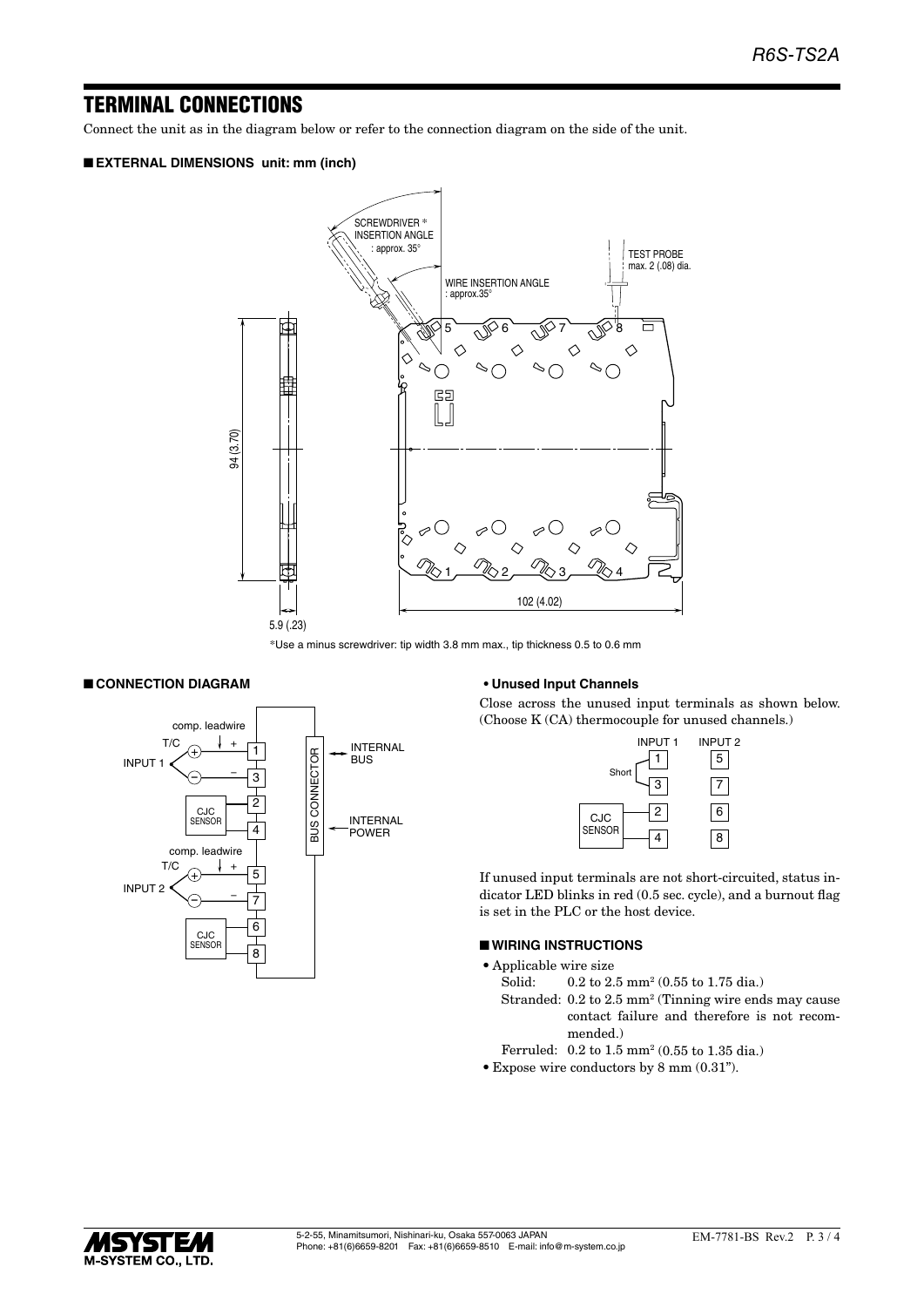## TERMINAL CONNECTIONS

Connect the unit as in the diagram below or refer to the connection diagram on the side of the unit.

### ■ EXTERNAL DIMENSIONS unit: mm (inch)

SCREWDRIVER *
INSERTION ANGLE
: approx. 35°

WIRE INSERTION ANGLE
: approx.35°

TEST PROBE
max. 2 (.08) dia.

94 (3.70)

102 (4.02)

5.9 (.23)

*Use a minus screwdriver: tip width 3.8 mm max., tip thickness 0.5 to 0.6 mm

### ■ CONNECTION DIAGRAM

INPUT 1: T/C (+) → 1, (−) → 3, comp. leadwire
CJC SENSOR: 2, 4
INPUT 2: T/C (+) → 5, (−) → 7, comp. leadwire
CJC SENSOR: 6, 8

BUS CONNECTOR: INTERNAL BUS, INTERNAL POWER

**• Unused Input Channels**

Close across the unused input terminals as shown below. (Choose K (CA) thermocouple for unused channels.)

| | INPUT 1 | INPUT 2 |
|---|---|---|
| Short | 1 | 5 |
| | 3 | 7 |
| CJC SENSOR | 2 | 6 |
| | 4 | 8 |

If unused input terminals are not short-circuited, status indicator LED blinks in red (0.5 sec. cycle), and a burnout flag is set in the PLC or the host device.

### ■ WIRING INSTRUCTIONS

- Applicable wire size
  - Solid: 0.2 to 2.5 mm² (0.55 to 1.75 dia.)
  - Stranded: 0.2 to 2.5 mm² (Tinning wire ends may cause contact failure and therefore is not recommended.)
  - Ferruled: 0.2 to 1.5 mm² (0.55 to 1.35 dia.)
- Expose wire conductors by 8 mm (0.31").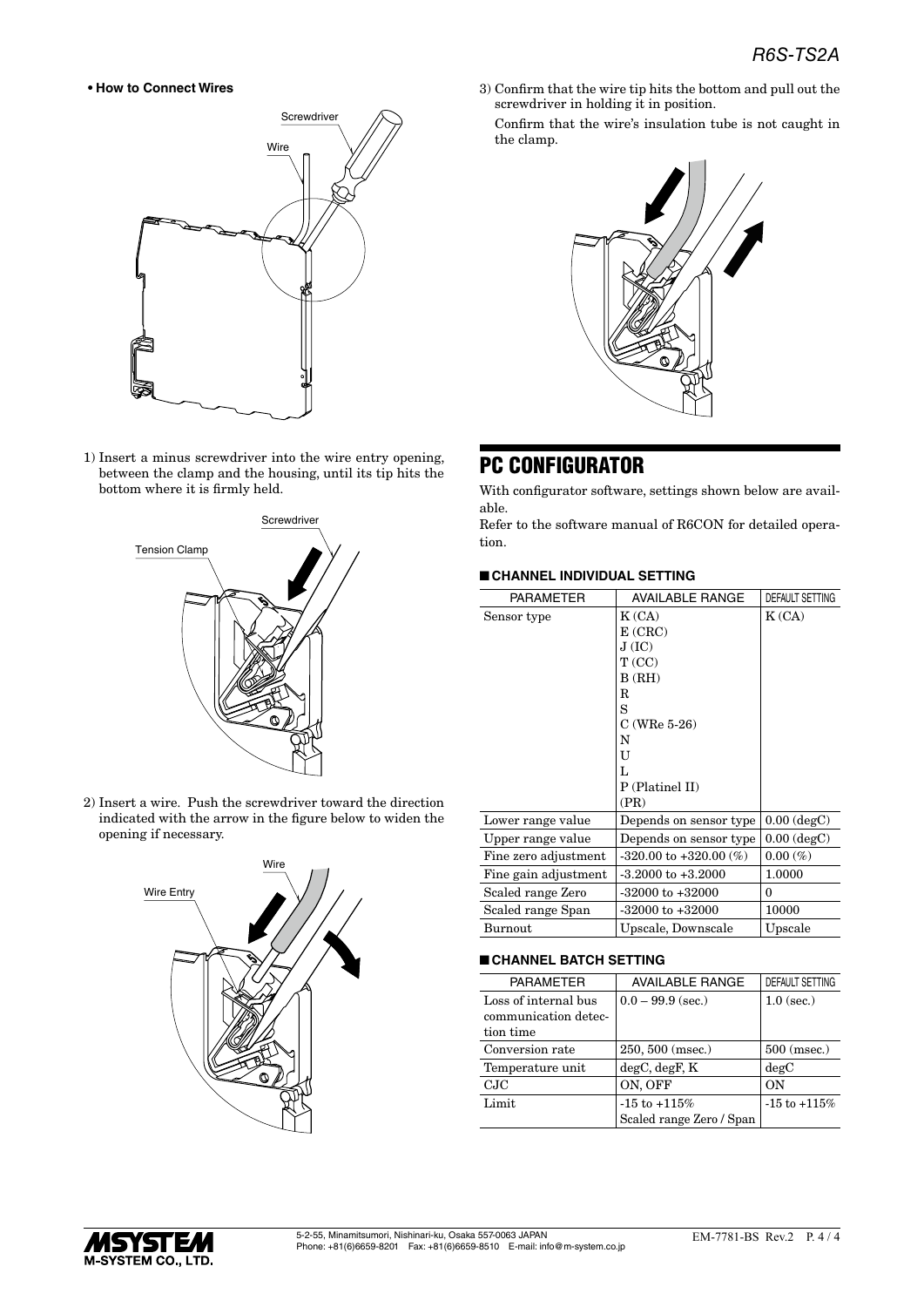**• How to Connect Wires**

Screwdriver

Wire

1) Insert a minus screwdriver into the wire entry opening, between the clamp and the housing, until its tip hits the bottom where it is firmly held.

Screwdriver

Tension Clamp

2) Insert a wire. Push the screwdriver toward the direction indicated with the arrow in the figure below to widen the opening if necessary.

Wire

Wire Entry

3) Confirm that the wire tip hits the bottom and pull out the screwdriver in holding it in position.

Confirm that the wire's insulation tube is not caught in the clamp.

# PC CONFIGURATOR

With configurator software, settings shown below are available.

Refer to the software manual of R6CON for detailed operation.

## ■ CHANNEL INDIVIDUAL SETTING

| PARAMETER | AVAILABLE RANGE | DEFAULT SETTING |
|---|---|---|
| Sensor type | K (CA)<br>E (CRC)<br>J (IC)<br>T (CC)<br>B (RH)<br>R<br>S<br>C (WRe 5-26)<br>N<br>U<br>L<br>P (Platinel II)<br>(PR) | K (CA) |
| Lower range value | Depends on sensor type | 0.00 (degC) |
| Upper range value | Depends on sensor type | 0.00 (degC) |
| Fine zero adjustment | -320.00 to +320.00 (%) | 0.00 (%) |
| Fine gain adjustment | -3.2000 to +3.2000 | 1.0000 |
| Scaled range Zero | -32000 to +32000 | 0 |
| Scaled range Span | -32000 to +32000 | 10000 |
| Burnout | Upscale, Downscale | Upscale |

## ■ CHANNEL BATCH SETTING

| PARAMETER | AVAILABLE RANGE | DEFAULT SETTING |
|---|---|---|
| Loss of internal bus communication detection time | 0.0 – 99.9 (sec.) | 1.0 (sec.) |
| Conversion rate | 250, 500 (msec.) | 500 (msec.) |
| Temperature unit | degC, degF, K | degC |
| CJC | ON, OFF | ON |
| Limit | -15 to +115%<br>Scaled range Zero / Span | -15 to +115% |